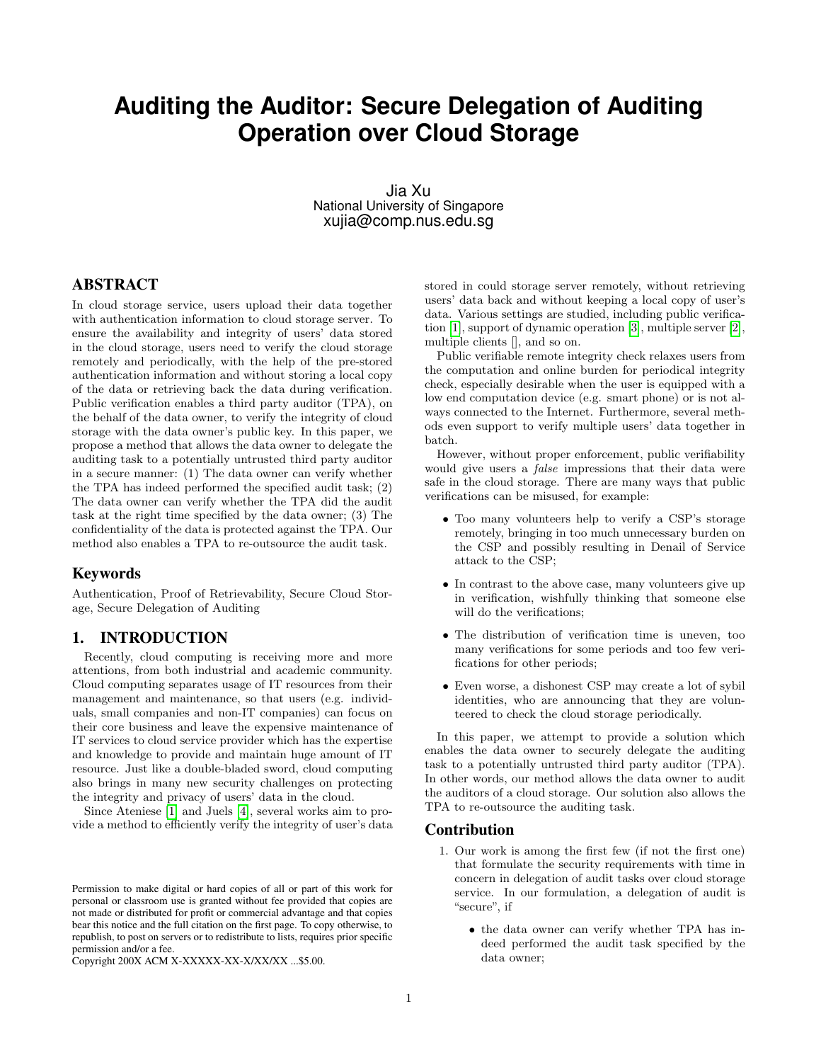# Auditing the Auditor: Secure Delegation of Auditing Operation over Cloud Storage

Jia Xu
National University of Singapore
xujia@comp.nus.edu.sg

## ABSTRACT

In cloud storage service, users upload their data together with authentication information to cloud storage server. To ensure the availability and integrity of users' data stored in the cloud storage, users need to verify the cloud storage remotely and periodically, with the help of the pre-stored authentication information and without storing a local copy of the data or retrieving back the data during verification. Public verification enables a third party auditor (TPA), on the behalf of the data owner, to verify the integrity of cloud storage with the data owner's public key. In this paper, we propose a method that allows the data owner to delegate the auditing task to a potentially untrusted third party auditor in a secure manner: (1) The data owner can verify whether the TPA has indeed performed the specified audit task; (2) The data owner can verify whether the TPA did the audit task at the right time specified by the data owner; (3) The confidentiality of the data is protected against the TPA. Our method also enables a TPA to re-outsource the audit task.

## Keywords

Authentication, Proof of Retrievability, Secure Cloud Storage, Secure Delegation of Auditing

## 1. INTRODUCTION

Recently, cloud computing is receiving more and more attentions, from both industrial and academic community. Cloud computing separates usage of IT resources from their management and maintenance, so that users (e.g. individuals, small companies and non-IT companies) can focus on their core business and leave the expensive maintenance of IT services to cloud service provider which has the expertise and knowledge to provide and maintain huge amount of IT resource. Just like a double-bladed sword, cloud computing also brings in many new security challenges on protecting the integrity and privacy of users' data in the cloud.

Since Ateniese [1] and Juels [4], several works aim to provide a method to efficiently verify the integrity of user's data stored in could storage server remotely, without retrieving users' data back and without keeping a local copy of user's data. Various settings are studied, including public verification [1], support of dynamic operation [3], multiple server [2], multiple clients [], and so on.

Public verifiable remote integrity check relaxes users from the computation and online burden for periodical integrity check, especially desirable when the user is equipped with a low end computation device (e.g. smart phone) or is not always connected to the Internet. Furthermore, several methods even support to verify multiple users' data together in batch.

However, without proper enforcement, public verifiability would give users a *false* impressions that their data were safe in the cloud storage. There are many ways that public verifications can be misused, for example:

- Too many volunteers help to verify a CSP's storage remotely, bringing in too much unnecessary burden on the CSP and possibly resulting in Denail of Service attack to the CSP;
- In contrast to the above case, many volunteers give up in verification, wishfully thinking that someone else will do the verifications;
- The distribution of verification time is uneven, too many verifications for some periods and too few verifications for other periods;
- Even worse, a dishonest CSP may create a lot of sybil identities, who are announcing that they are volunteered to check the cloud storage periodically.

In this paper, we attempt to provide a solution which enables the data owner to securely delegate the auditing task to a potentially untrusted third party auditor (TPA). In other words, our method allows the data owner to audit the auditors of a cloud storage. Our solution also allows the TPA to re-outsource the auditing task.

## Contribution

1. Our work is among the first few (if not the first one) that formulate the security requirements with time in concern in delegation of audit tasks over cloud storage service. In our formulation, a delegation of audit is "secure", if
   - the data owner can verify whether TPA has indeed performed the audit task specified by the data owner;

Permission to make digital or hard copies of all or part of this work for personal or classroom use is granted without fee provided that copies are not made or distributed for profit or commercial advantage and that copies bear this notice and the full citation on the first page. To copy otherwise, to republish, to post on servers or to redistribute to lists, requires prior specific permission and/or a fee.
Copyright 200X ACM X-XXXXX-XX-X/XX/XX ...$5.00.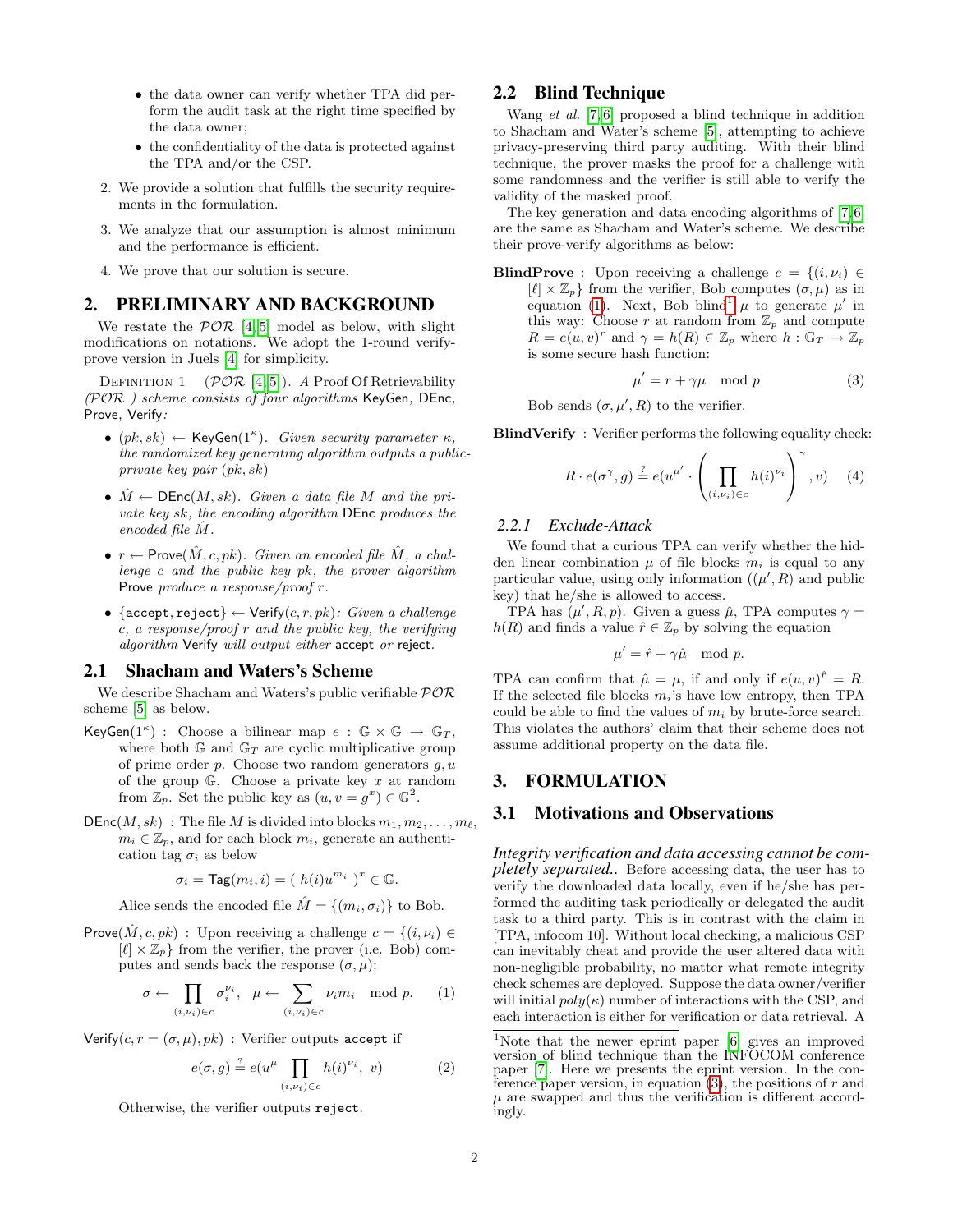- the data owner can verify whether TPA did perform the audit task at the right time specified by the data owner;
- the confidentiality of the data is protected against the TPA and/or the CSP.

2. We provide a solution that fulfills the security requirements in the formulation.
3. We analyze that our assumption is almost minimum and the performance is efficient.
4. We prove that our solution is secure.

## 2. PRELIMINARY AND BACKGROUND

We restate the $\mathcal{POR}$ [4, 5] model as below, with slight modifications on notations. We adopt the 1-round verify-prove version in Juels [4] for simplicity.

DEFINITION 1 ($\mathcal{POR}$ [4, 5]). *A Proof Of Retrievability ($\mathcal{POR}$ ) scheme consists of four algorithms* KeyGen, DEnc, Prove, Verify*:*

- $(pk, sk) \leftarrow \mathsf{KeyGen}(1^\kappa)$. *Given security parameter $\kappa$, the randomized key generating algorithm outputs a public-private key pair $(pk, sk)$*
- $\hat{M} \leftarrow \mathsf{DEnc}(M, sk)$. *Given a data file $M$ and the private key $sk$, the encoding algorithm* DEnc *produces the encoded file $\hat{M}$.*
- $r \leftarrow \mathsf{Prove}(\hat{M}, c, pk)$*: Given an encoded file $\hat{M}$, a challenge $c$ and the public key $pk$, the prover algorithm* Prove *produce a response/proof $r$.*
- $\{\mathtt{accept}, \mathtt{reject}\} \leftarrow \mathsf{Verify}(c, r, pk)$*: Given a challenge $c$, a response/proof $r$ and the public key, the verifying algorithm* Verify *will output either* accept *or* reject*.*

### 2.1 Shacham and Waters's Scheme

We describe Shacham and Waters's public verifiable $\mathcal{POR}$ scheme [5] as below.

$\mathsf{KeyGen}(1^\kappa)$ : Choose a bilinear map $e : \mathbb{G} \times \mathbb{G} \rightarrow \mathbb{G}_T$, where both $\mathbb{G}$ and $\mathbb{G}_T$ are cyclic multiplicative group of prime order $p$. Choose two random generators $g, u$ of the group $\mathbb{G}$. Choose a private key $x$ at random from $\mathbb{Z}_p$. Set the public key as $(u, v = g^x) \in \mathbb{G}^2$.

$\mathsf{DEnc}(M, sk)$ : The file $M$ is divided into blocks $m_1, m_2, \ldots, m_\ell$, $m_i \in \mathbb{Z}_p$, and for each block $m_i$, generate an authentication tag $\sigma_i$ as below

$$\sigma_i = \mathsf{Tag}(m_i, i) = (\ h(i)u^{m_i}\ )^x \in \mathbb{G}.$$

Alice sends the encoded file $\hat{M} = \{(m_i, \sigma_i)\}$ to Bob.

$\mathsf{Prove}(\hat{M}, c, pk)$ : Upon receiving a challenge $c = \{(i, \nu_i) \in [\ell] \times \mathbb{Z}_p\}$ from the verifier, the prover (i.e. Bob) computes and sends back the response $(\sigma, \mu)$:

$$\sigma \leftarrow \prod_{(i,\nu_i)\in c} \sigma_i^{\nu_i}, \quad \mu \leftarrow \sum_{(i,\nu_i)\in c} \nu_i m_i \mod p. \tag{1}$$

$\mathsf{Verify}(c, r = (\sigma, \mu), pk)$ : Verifier outputs accept if

$$e(\sigma, g) \stackrel{?}{=} e(u^\mu \prod_{(i,\nu_i)\in c} h(i)^{\nu_i},\ v) \tag{2}$$

Otherwise, the verifier outputs reject.

### 2.2 Blind Technique

Wang *et al.* [7, 6] proposed a blind technique in addition to Shacham and Water's scheme [5], attempting to achieve privacy-preserving third party auditing. With their blind technique, the prover masks the proof for a challenge with some randomness and the verifier is still able to verify the validity of the masked proof.

The key generation and data encoding algorithms of [7, 6] are the same as Shacham and Water's scheme. We describe their prove-verify algorithms as below:

**BlindProve** : Upon receiving a challenge $c = \{(i, \nu_i) \in [\ell] \times \mathbb{Z}_p\}$ from the verifier, Bob computes $(\sigma, \mu)$ as in equation (1). Next, Bob blind[1] $\mu$ to generate $\mu'$ in this way: Choose $r$ at random from $\mathbb{Z}_p$ and compute $R = e(u, v)^r$ and $\gamma = h(R) \in \mathbb{Z}_p$ where $h : \mathbb{G}_T \rightarrow \mathbb{Z}_p$ is some secure hash function:

$$\mu' = r + \gamma\mu \mod p \tag{3}$$

Bob sends $(\sigma, \mu', R)$ to the verifier.

**BlindVerify** : Verifier performs the following equality check:

$$R \cdot e(\sigma^\gamma, g) \stackrel{?}{=} e(u^{\mu'} \cdot \left( \prod_{(i,\nu_i)\in c} h(i)^{\nu_i} \right)^\gamma, v) \tag{4}$$

#### 2.2.1 Exclude-Attack

We found that a curious TPA can verify whether the hidden linear combination $\mu$ of file blocks $m_i$ is equal to any particular value, using only information ($(\mu', R)$ and public key) that he/she is allowed to access.

TPA has $(\mu', R, p)$. Given a guess $\hat{\mu}$, TPA computes $\gamma = h(R)$ and finds a value $\hat{r} \in \mathbb{Z}_p$ by solving the equation

$$\mu' = \hat{r} + \gamma\hat{\mu} \mod p.$$

TPA can confirm that $\hat{\mu} = \mu$, if and only if $e(u, v)^{\hat{r}} = R$. If the selected file blocks $m_i$'s have low entropy, then TPA could be able to find the values of $m_i$ by brute-force search. This violates the authors' claim that their scheme does not assume additional property on the data file.

## 3. FORMULATION

### 3.1 Motivations and Observations

***Integrity verification and data accessing cannot be completely separated..*** Before accessing data, the user has to verify the downloaded data locally, even if he/she has performed the auditing task periodically or delegated the audit task to a third party. This is in contrast with the claim in [TPA, infocom 10]. Without local checking, a malicious CSP can inevitably cheat and provide the user altered data with non-negligible probability, no matter what remote integrity check schemes are deployed. Suppose the data owner/verifier will initial $poly(\kappa)$ number of interactions with the CSP, and each interaction is either for verification or data retrieval. A

[1] Note that the newer eprint paper [6] gives an improved version of blind technique than the INFOCOM conference paper [7]. Here we presents the eprint version. In the conference paper version, in equation (3), the positions of $r$ and $\mu$ are swapped and thus the verification is different accordingly.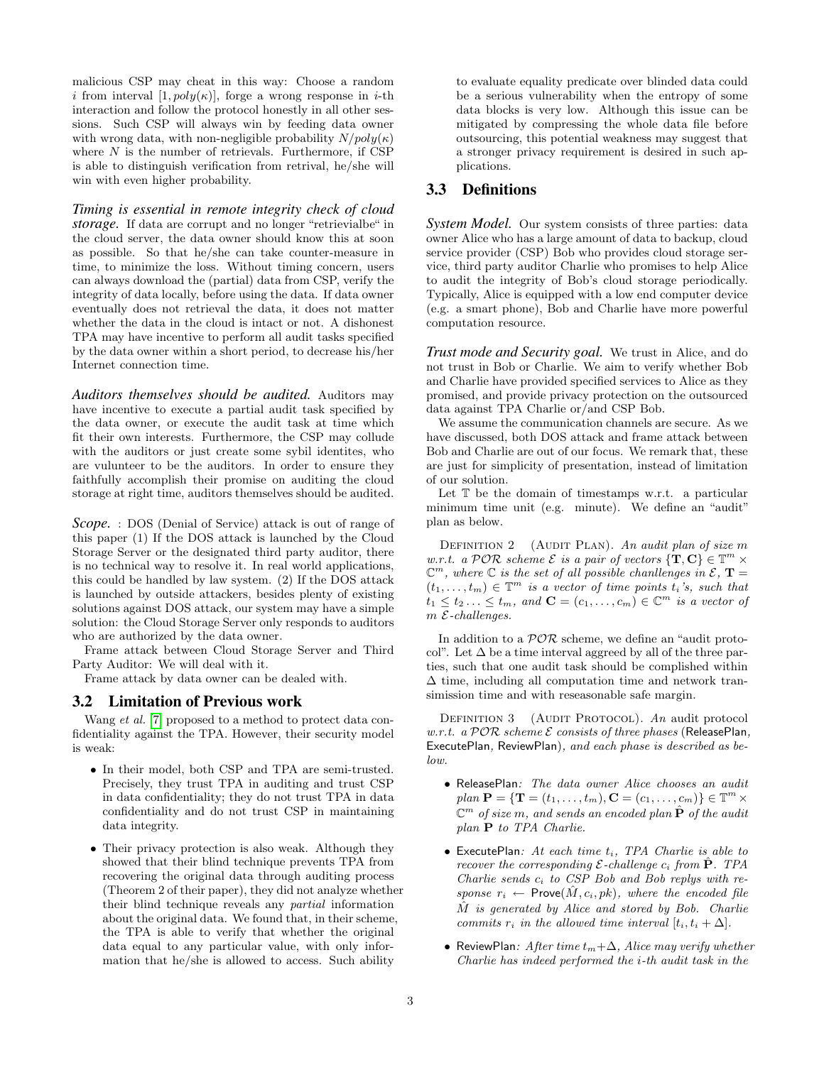malicious CSP may cheat in this way: Choose a random $i$ from interval $[1, poly(\kappa)]$, forge a wrong response in $i$-th interaction and follow the protocol honestly in all other sessions. Such CSP will always win by feeding data owner with wrong data, with non-negligible probability $N/poly(\kappa)$ where $N$ is the number of retrievals. Furthermore, if CSP is able to distinguish verification from retrival, he/she will win with even higher probability.

***Timing is essential in remote integrity check of cloud storage.*** If data are corrupt and no longer "retrievialbe" in the cloud server, the data owner should know this at soon as possible. So that he/she can take counter-measure in time, to minimize the loss. Without timing concern, users can always download the (partial) data from CSP, verify the integrity of data locally, before using the data. If data owner eventually does not retrieval the data, it does not matter whether the data in the cloud is intact or not. A dishonest TPA may have incentive to perform all audit tasks specified by the data owner within a short period, to decrease his/her Internet connection time.

***Auditors themselves should be audited.*** Auditors may have incentive to execute a partial audit task specified by the data owner, or execute the audit task at time which fit their own interests. Furthermore, the CSP may collude with the auditors or just create some sybil identites, who are vulunteer to be the auditors. In order to ensure they faithfully accomplish their promise on auditing the cloud storage at right time, auditors themselves should be audited.

***Scope.*** : DOS (Denial of Service) attack is out of range of this paper (1) If the DOS attack is launched by the Cloud Storage Server or the designated third party auditor, there is no technical way to resolve it. In real world applications, this could be handled by law system. (2) If the DOS attack is launched by outside attackers, besides plenty of existing solutions against DOS attack, our system may have a simple solution: the Cloud Storage Server only responds to auditors who are authorized by the data owner.

Frame attack between Cloud Storage Server and Third Party Auditor: We will deal with it.

Frame attack by data owner can be dealed with.

## 3.2 Limitation of Previous work

Wang *et al.* [7] proposed to a method to protect data confidentiality against the TPA. However, their security model is weak:

- In their model, both CSP and TPA are semi-trusted. Precisely, they trust TPA in auditing and trust CSP in data confidentiality; they do not trust TPA in data confidentiality and do not trust CSP in maintaining data integrity.
- Their privacy protection is also weak. Although they showed that their blind technique prevents TPA from recovering the original data through auditing process (Theorem 2 of their paper), they did not analyze whether their blind technique reveals any *partial* information about the original data. We found that, in their scheme, the TPA is able to verify that whether the original data equal to any particular value, with only information that he/she is allowed to access. Such ability to evaluate equality predicate over blinded data could be a serious vulnerability when the entropy of some data blocks is very low. Although this issue can be mitigated by compressing the whole data file before outsourcing, this potential weakness may suggest that a stronger privacy requirement is desired in such applications.

## 3.3 Definitions

***System Model.*** Our system consists of three parties: data owner Alice who has a large amount of data to backup, cloud service provider (CSP) Bob who provides cloud storage service, third party auditor Charlie who promises to help Alice to audit the integrity of Bob's cloud storage periodically. Typically, Alice is equipped with a low end computer device (e.g. a smart phone), Bob and Charlie have more powerful computation resource.

***Trust mode and Security goal.*** We trust in Alice, and do not trust in Bob or Charlie. We aim to verify whether Bob and Charlie have provided specified services to Alice as they promised, and provide privacy protection on the outsourced data against TPA Charlie or/and CSP Bob.

We assume the communication channels are secure. As we have discussed, both DOS attack and frame attack between Bob and Charlie are out of our focus. We remark that, these are just for simplicity of presentation, instead of limitation of our solution.

Let $\mathbb{T}$ be the domain of timestamps w.r.t. a particular minimum time unit (e.g. minute). We define an "audit" plan as below.

Definition 2 (Audit Plan). *An audit plan of size $m$ w.r.t. a $\mathcal{POR}$ scheme $\mathcal{E}$ is a pair of vectors $\{\mathbf{T}, \mathbf{C}\} \in \mathbb{T}^m \times \mathbb{C}^m$, where $\mathbb{C}$ is the set of all possible chanllenges in $\mathcal{E}$, $\mathbf{T} = (t_1, \ldots, t_m) \in \mathbb{T}^m$ is a vector of time points $t_i$'s, such that $t_1 \leq t_2 \ldots \leq t_m$, and $\mathbf{C} = (c_1, \ldots, c_m) \in \mathbb{C}^m$ is a vector of $m$ $\mathcal{E}$-challenges.*

In addition to a $\mathcal{POR}$ scheme, we define an "audit protocol". Let $\Delta$ be a time interval aggreed by all of the three parties, such that one audit task should be complished within $\Delta$ time, including all computation time and network transimission time and with reseasonable safe margin.

Definition 3 (Audit Protocol). *An* audit protocol *w.r.t. a $\mathcal{POR}$ scheme $\mathcal{E}$ consists of three phases* (ReleasePlan, ExecutePlan, ReviewPlan)*, and each phase is described as below.*

- ReleasePlan*: The data owner Alice chooses an audit plan $\mathbf{P} = \{\mathbf{T} = (t_1, \ldots, t_m), \mathbf{C} = (c_1, \ldots, c_m)\} \in \mathbb{T}^m \times \mathbb{C}^m$ of size $m$, and sends an encoded plan $\hat{\mathbf{P}}$ of the audit plan $\mathbf{P}$ to TPA Charlie.*
- ExecutePlan*: At each time $t_i$, TPA Charlie is able to recover the corresponding $\mathcal{E}$-challenge $c_i$ from $\hat{\mathbf{P}}$. TPA Charlie sends $c_i$ to CSP Bob and Bob replys with response $r_i \leftarrow \mathsf{Prove}(\hat{M}, c_i, pk)$, where the encoded file $\hat{M}$ is generated by Alice and stored by Bob. Charlie commits $r_i$ in the allowed time interval $[t_i, t_i + \Delta]$.*
- ReviewPlan*: After time $t_m + \Delta$, Alice may verify whether Charlie has indeed performed the $i$-th audit task in the*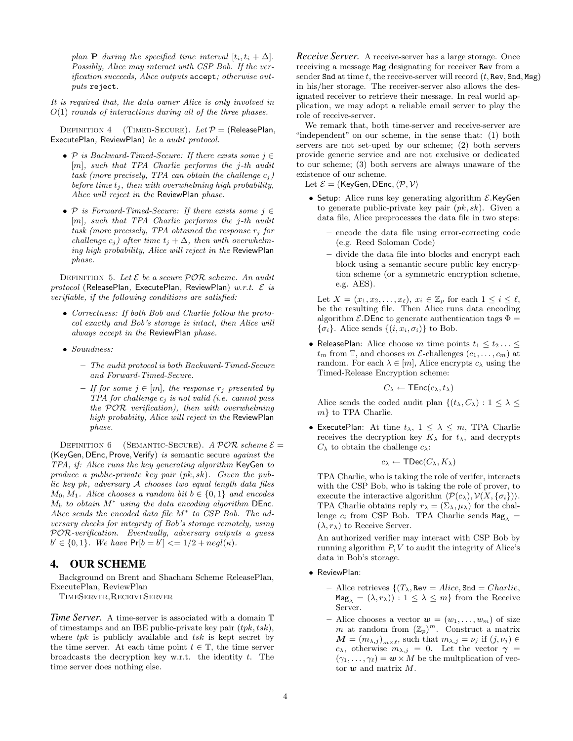*plan* $\mathbf{P}$ *during the specified time interval* $[t_i, t_i + \Delta]$. *Possibly, Alice may interact with CSP Bob. If the verification succeeds, Alice outputs* accept*; otherwise outputs* reject.

*It is required that, the data owner Alice is only involved in* $O(1)$ *rounds of interactions during all of the three phases.*

Definition 4 (Timed-Secure). *Let* $\mathcal{P}$ = (ReleasePlan, ExecutePlan, ReviewPlan) *be a audit protocol.*

- $\mathcal{P}$ *is Backward-Timed-Secure: If there exists some* $j \in [m]$*, such that TPA Charlie performs the* $j$*-th audit task (more precisely, TPA can obtain the challenge* $c_j$*) before time* $t_j$*, then with overwhelming high probability, Alice will reject in the* ReviewPlan *phase.*
- $\mathcal{P}$ *is Forward-Timed-Secure: If there exists some* $j \in [m]$*, such that TPA Charlie performs the* $j$*-th audit task (more precisely, TPA obtained the response* $r_j$ *for challenge* $c_j$*) after time* $t_j + \Delta$*, then with overwhelming high probability, Alice will reject in the* ReviewPlan *phase.*

Definition 5. *Let* $\mathcal{E}$ *be a secure* $\mathcal{POR}$ *scheme. An audit protocol* (ReleasePlan, ExecutePlan, ReviewPlan) *w.r.t.* $\mathcal{E}$ *is verifiable, if the following conditions are satisfied:*

- *Correctness: If both Bob and Charlie follow the protocol exactly and Bob's storage is intact, then Alice will always accept in the* ReviewPlan *phase.*
- *Soundness:*
  - *The audit protocol is both Backward-Timed-Secure and Forward-Timed-Secure.*
  - *If for some* $j \in [m]$*, the response* $r_j$ *presented by TPA for challenge* $c_j$ *is not valid (i.e. cannot pass the* $\mathcal{POR}$ *verification), then with overwhelming high probabiity, Alice will reject in the* ReviewPlan *phase.*

Definition 6 (Semantic-Secure). *A* $\mathcal{POR}$ *scheme* $\mathcal{E}$ = (KeyGen, DEnc, Prove, Verify) *is semantic secure against the TPA, if: Alice runs the key generating algorithm* KeyGen *to produce a public-private key pair* $(pk, sk)$*. Given the public key* $pk$*, adversary* $\mathcal{A}$ *chooses two equal length data files* $M_0, M_1$*. Alice chooses a random bit* $b \in \{0, 1\}$ *and encodes* $M_b$ *to obtain* $M^*$ *using the data encoding algorithm* DEnc*. Alice sends the encoded data file* $M^*$ *to CSP Bob. The adversary checks for integrity of Bob's storage remotely, using* $\mathcal{POR}$*-verification. Eventually, adversary outputs a guess* $b' \in \{0, 1\}$*. We have* $\Pr[b = b'] <= 1/2 + negl(\kappa)$*.*

# 4. OUR SCHEME

Background on Brent and Shacham Scheme ReleasePlan, ExecutePlan, ReviewPlan

TimeServer,ReceiveServer

***Time Server.*** A time-server is associated with a domain $\mathbb{T}$ of timestamps and an IBE public-private key pair $(tpk, tsk)$, where $tpk$ is publicly available and $tsk$ is kept secret by the time server. At each time point $t \in \mathbb{T}$, the time server broadcasts the decryption key w.r.t. the identity $t$. The time server does nothing else.

***Receive Server.*** A receive-server has a large storage. Once receiving a message $\mathtt{Msg}$ designating for receiver $\mathtt{Rev}$ from a sender $\mathtt{Snd}$ at time $t$, the receive-server will record $(t, \mathtt{Rev}, \mathtt{Snd}, \mathtt{Msg})$ in his/her storage. The receiver-server also allows the designated receiver to retrieve their message. In real world application, we may adopt a reliable email server to play the role of receive-server.

We remark that, both time-server and receive-server are "independent" on our scheme, in the sense that: (1) both servers are not set-uped by our scheme; (2) both servers provide generic service and are not exclusive or dedicated to our scheme; (3) both servers are always unaware of the existence of our scheme.

Let $\mathcal{E}$ = (KeyGen, DEnc, $\langle \mathcal{P}, \mathcal{V} \rangle$

- Setup: Alice runs key generating algorithm $\mathcal{E}$.KeyGen to generate public-private key pair $(pk, sk)$. Given a data file, Alice preprocesses the data file in two steps:
  - encode the data file using error-correcting code (e.g. Reed Soloman Code)
  - divide the data file into blocks and encrypt each block using a semantic secure public key encryption scheme (or a symmetric encryption scheme, e.g. AES).

  Let $X = (x_1, x_2, \ldots, x_\ell)$, $x_i \in \mathbb{Z}_p$ for each $1 \leq i \leq \ell$, be the resulting file. Then Alice runs data encoding algorithm $\mathcal{E}$.DEnc to generate authentication tags $\Phi = \{\sigma_i\}$. Alice sends $\{(i, x_i, \sigma_i)\}$ to Bob.

- ReleasePlan: Alice choose $m$ time points $t_1 \leq t_2 \ldots \leq t_m$ from $\mathbb{T}$, and chooses $m$ $\mathcal{E}$-challenges $(c_1, \ldots, c_m)$ at random. For each $\lambda \in [m]$, Alice encrypts $c_\lambda$ using the Timed-Release Encryption scheme:

  $$C_\lambda \leftarrow \mathsf{TEnc}(c_\lambda, t_\lambda)$$

  Alice sends the coded audit plan $\{(t_\lambda, C_\lambda) : 1 \leq \lambda \leq m\}$ to TPA Charlie.

- ExecutePlan: At time $t_\lambda$, $1 \leq \lambda \leq m$, TPA Charlie receives the decryption key $K_\lambda$ for $t_\lambda$, and decrypts $C_\lambda$ to obtain the challenge $c_\lambda$:

  $$c_\lambda \leftarrow \mathsf{TDec}(C_\lambda, K_\lambda)$$

  TPA Charlie, who is taking the role of verifer, interacts with the CSP Bob, who is taking the role of prover, to execute the interactive algorithm $\langle \mathcal{P}(c_\lambda), \mathcal{V}(X, \{\sigma_i\}) \rangle$. TPA Charlie obtains reply $r_\lambda = (\Sigma_\lambda, \mu_\lambda)$ for the challenge $c_i$ from CSP Bob. TPA Charlie sends $\mathtt{Msg}_\lambda = (\lambda, r_\lambda)$ to Receive Server.

  An authorized verifier may interact with CSP Bob by running algorithm $P, V$ to audit the integrity of Alice's data in Bob's storage.

- ReviewPlan:
  - Alice retrieves $\{(T_\lambda, \mathtt{Rev} = Alice, \mathtt{Snd} = Charlie, \mathtt{Msg}_\lambda = (\lambda, r_\lambda)) : 1 \leq \lambda \leq m\}$ from the Receive Server.
  - Alice chooses a vector $\boldsymbol{w} = (w_1, \ldots, w_m)$ of size $m$ at random from $(\mathbb{Z}_p)^m$. Construct a matrix $\boldsymbol{M} = (m_{\lambda,j})_{m \times \ell}$, such that $m_{\lambda,j} = \nu_j$ if $(j, \nu_j) \in c_\lambda$, otherwise $m_{\lambda,j} = 0$. Let the vector $\boldsymbol{\gamma} = (\gamma_1, \ldots, \gamma_\ell) = \boldsymbol{w} \times M$ be the multplication of vector $\boldsymbol{w}$ and matrix $M$.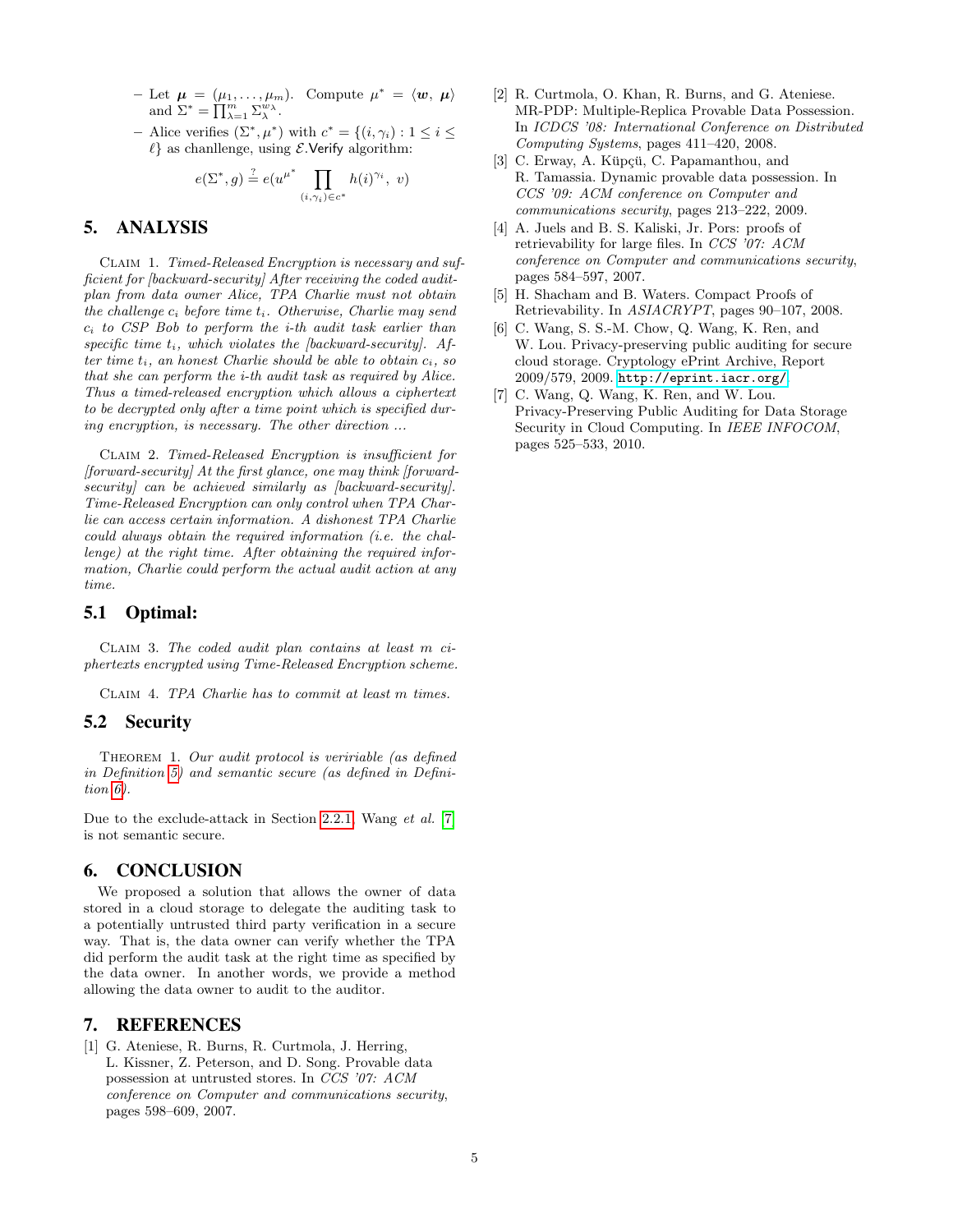- Let $\boldsymbol{\mu} = (\mu_1, \ldots, \mu_m)$. Compute $\mu^* = \langle \boldsymbol{w}, \boldsymbol{\mu} \rangle$ and $\Sigma^* = \prod_{\lambda=1}^{m} \Sigma_\lambda^{w_\lambda}$.
- Alice verifies $(\Sigma^*, \mu^*)$ with $c^* = \{(i, \gamma_i) : 1 \le i \le \ell\}$ as chanllenge, using $\mathcal{E}.\mathsf{Verify}$ algorithm:

$$e(\Sigma^*, g) \stackrel{?}{=} e(u^{\mu^*} \prod_{(i,\gamma_i) \in c^*} h(i)^{\gamma_i},\ v)$$

## 5. ANALYSIS

Claim 1. *Timed-Released Encryption is necessary and sufficient for [backward-security] After receiving the coded audit-plan from data owner Alice, TPA Charlie must not obtain the challenge $c_i$ before time $t_i$. Otherwise, Charlie may send $c_i$ to CSP Bob to perform the i-th audit task earlier than specific time $t_i$, which violates the [backward-security]. After time $t_i$, an honest Charlie should be able to obtain $c_i$, so that she can perform the i-th audit task as required by Alice. Thus a timed-released encryption which allows a ciphertext to be decrypted only after a time point which is specified during encryption, is necessary. The other direction ...*

Claim 2. *Timed-Released Encryption is insufficient for [forward-security] At the first glance, one may think [forward-security] can be achieved similarly as [backward-security]. Time-Released Encryption can only control when TPA Charlie can access certain information. A dishonest TPA Charlie could always obtain the required information (i.e. the challenge) at the right time. After obtaining the required information, Charlie could perform the actual audit action at any time.*

### 5.1 Optimal:

Claim 3. *The coded audit plan contains at least m ciphertexts encrypted using Time-Released Encryption scheme.*

Claim 4. *TPA Charlie has to commit at least m times.*

### 5.2 Security

Theorem 1. *Our audit protocol is veririable (as defined in Definition 5) and semantic secure (as defined in Definition 6).*

Due to the exclude-attack in Section 2.2.1, Wang *et al.* [7] is not semantic secure.

## 6. CONCLUSION

We proposed a solution that allows the owner of data stored in a cloud storage to delegate the auditing task to a potentially untrusted third party verification in a secure way. That is, the data owner can verify whether the TPA did perform the audit task at the right time as specified by the data owner. In another words, we provide a method allowing the data owner to audit to the auditor.

## 7. REFERENCES

[1] G. Ateniese, R. Burns, R. Curtmola, J. Herring, L. Kissner, Z. Peterson, and D. Song. Provable data possession at untrusted stores. In *CCS '07: ACM conference on Computer and communications security*, pages 598–609, 2007.

[2] R. Curtmola, O. Khan, R. Burns, and G. Ateniese. MR-PDP: Multiple-Replica Provable Data Possession. In *ICDCS '08: International Conference on Distributed Computing Systems*, pages 411–420, 2008.

[3] C. Erway, A. Küpçü, C. Papamanthou, and R. Tamassia. Dynamic provable data possession. In *CCS '09: ACM conference on Computer and communications security*, pages 213–222, 2009.

[4] A. Juels and B. S. Kaliski, Jr. Pors: proofs of retrievability for large files. In *CCS '07: ACM conference on Computer and communications security*, pages 584–597, 2007.

[5] H. Shacham and B. Waters. Compact Proofs of Retrievability. In *ASIACRYPT*, pages 90–107, 2008.

[6] C. Wang, S. S.-M. Chow, Q. Wang, K. Ren, and W. Lou. Privacy-preserving public auditing for secure cloud storage. Cryptology ePrint Archive, Report 2009/579, 2009. http://eprint.iacr.org/.

[7] C. Wang, Q. Wang, K. Ren, and W. Lou. Privacy-Preserving Public Auditing for Data Storage Security in Cloud Computing. In *IEEE INFOCOM*, pages 525–533, 2010.